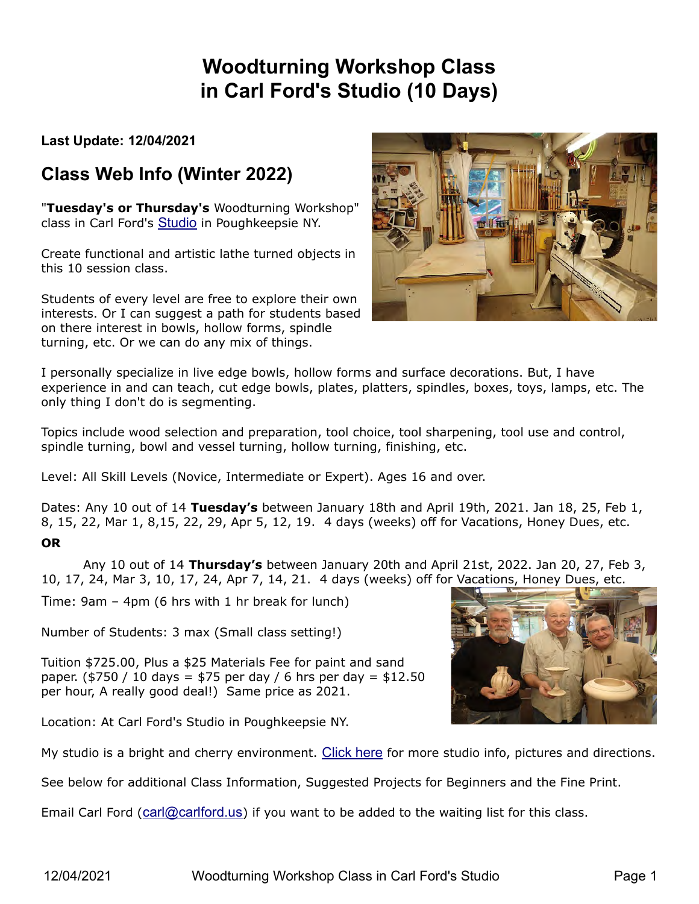# Woodturning Workshop Class in Carl Ford's Studio (10 Days)

**Last Update: 12/04/2021**

## Class Web Info (Winter 2022)

"**Tuesday's or Thursday's** Woodturning Workshop" class in Carl Ford's Studio in Poughkeepsie NY.

Create functional and artistic lathe turned objects in this 10 session class.

Students of every level are free to explore their own interests. Or I can suggest a path for students based on there interest in bowls, hollow forms, spindle turning, etc. Or we can do any mix of things.

I personally specialize in live edge bowls, hollow forms and surface decorations. But, I have experience in and can teach, cut edge bowls, plates, platters, spindles, boxes, toys, lamps, etc. The only thing I don't do is segmenting.

Topics include wood selection and preparation, tool choice, tool sharpening, tool use and control, spindle turning, bowl and vessel turning, hollow turning, finishing, etc.

Level: All Skill Levels (Novice, Intermediate or Expert). Ages 16 and over.

Dates: Any 10 out of 14 **Tuesday's** between January 18th and April 19th, 2021. Jan 18, 25, Feb 1, 8, 15, 22, Mar 1, 8,15, 22, 29, Apr 5, 12, 19. 4 days (weeks) off for Vacations, Honey Dues, etc.

**OR**

Any 10 out of 14 **Thursday's** between January 20th and April 21st, 2022. Jan 20, 27, Feb 3, 10, 17, 24, Mar 3, 10, 17, 24, Apr 7, 14, 21. 4 days (weeks) off for Vacations, Honey Dues, etc.

Time: 9am – 4pm (6 hrs with 1 hr break for lunch)

Number of Students: 3 max (Small class setting!)

Tuition $725.00, Plus a $25 Materials Fee for paint and sand paper. ($750 / 10 days = $75 per day / 6 hrs per day = $12.50 per hour, A really good deal!) Same price as 2021.

Location: At Carl Ford's Studio in Poughkeepsie NY.

My studio is a bright and cherry environment. Click here for more studio info, pictures and directions.

See below for additional Class Information, Suggested Projects for Beginners and the Fine Print.

Email Carl Ford (carl@carlford.us) if you want to be added to the waiting list for this class.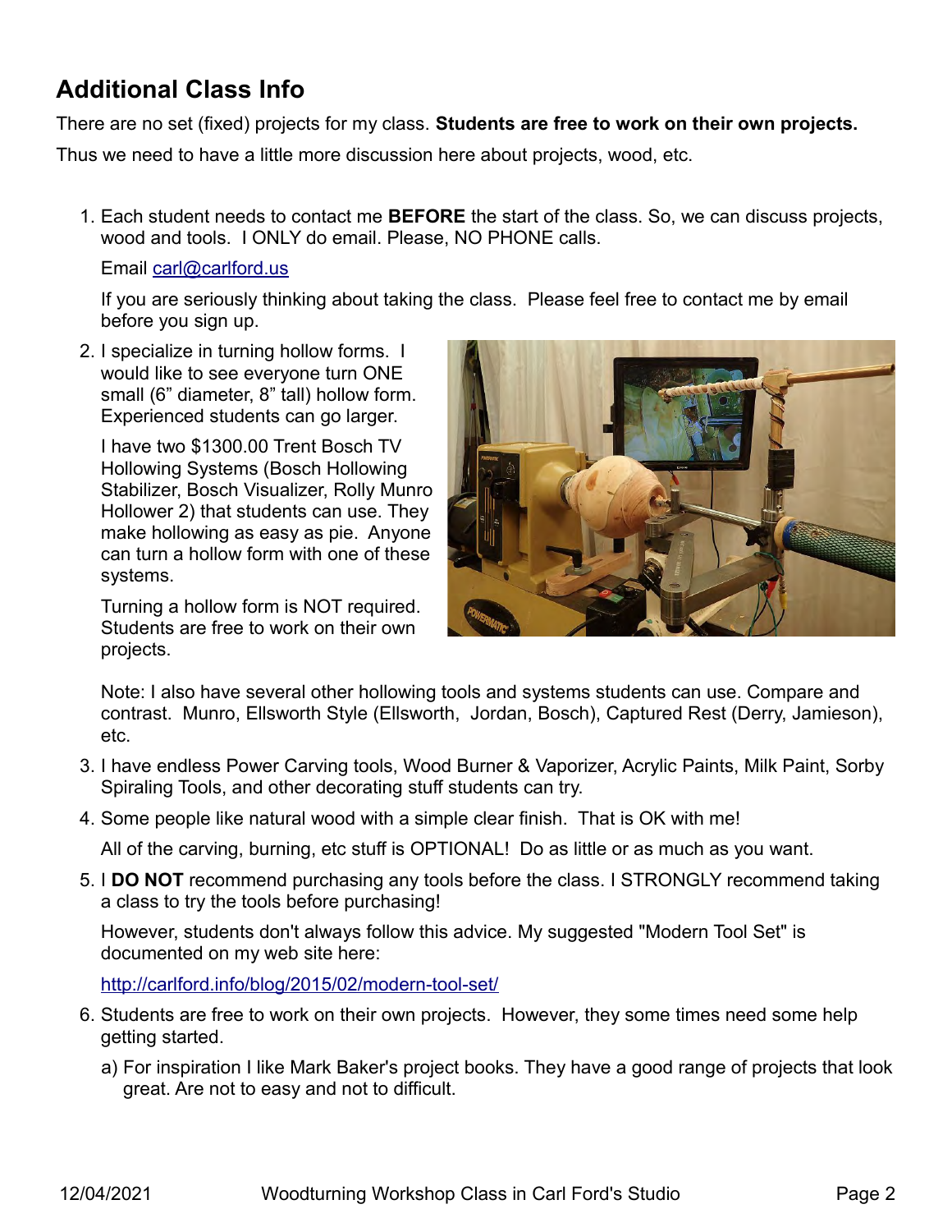## Additional Class Info

There are no set (fixed) projects for my class. **Students are free to work on their own projects.**

Thus we need to have a little more discussion here about projects, wood, etc.

1. Each student needs to contact me **BEFORE** the start of the class. So, we can discuss projects, wood and tools. I ONLY do email. Please, NO PHONE calls.

   Email [carl@carlford.us](mailto:carl@carlford.us)

   If you are seriously thinking about taking the class. Please feel free to contact me by email before you sign up.

2. I specialize in turning hollow forms. I would like to see everyone turn ONE small (6" diameter, 8" tall) hollow form. Experienced students can go larger.

   I have two $1300.00 Trent Bosch TV Hollowing Systems (Bosch Hollowing Stabilizer, Bosch Visualizer, Rolly Munro Hollower 2) that students can use. They make hollowing as easy as pie. Anyone can turn a hollow form with one of these systems.

   Turning a hollow form is NOT required. Students are free to work on their own projects.

   Note: I also have several other hollowing tools and systems students can use. Compare and contrast. Munro, Ellsworth Style (Ellsworth, Jordan, Bosch), Captured Rest (Derry, Jamieson), etc.

3. I have endless Power Carving tools, Wood Burner & Vaporizer, Acrylic Paints, Milk Paint, Sorby Spiraling Tools, and other decorating stuff students can try.

4. Some people like natural wood with a simple clear finish. That is OK with me!

   All of the carving, burning, etc stuff is OPTIONAL! Do as little or as much as you want.

5. I **DO NOT** recommend purchasing any tools before the class. I STRONGLY recommend taking a class to try the tools before purchasing!

   However, students don't always follow this advice. My suggested "Modern Tool Set" is documented on my web site here:

   [http://carlford.info/blog/2015/02/modern-tool-set/](http://carlford.info/blog/2015/02/modern-tool-set/)

6. Students are free to work on their own projects. However, they some times need some help getting started.

   a) For inspiration I like Mark Baker's project books. They have a good range of projects that look great. Are not to easy and not to difficult.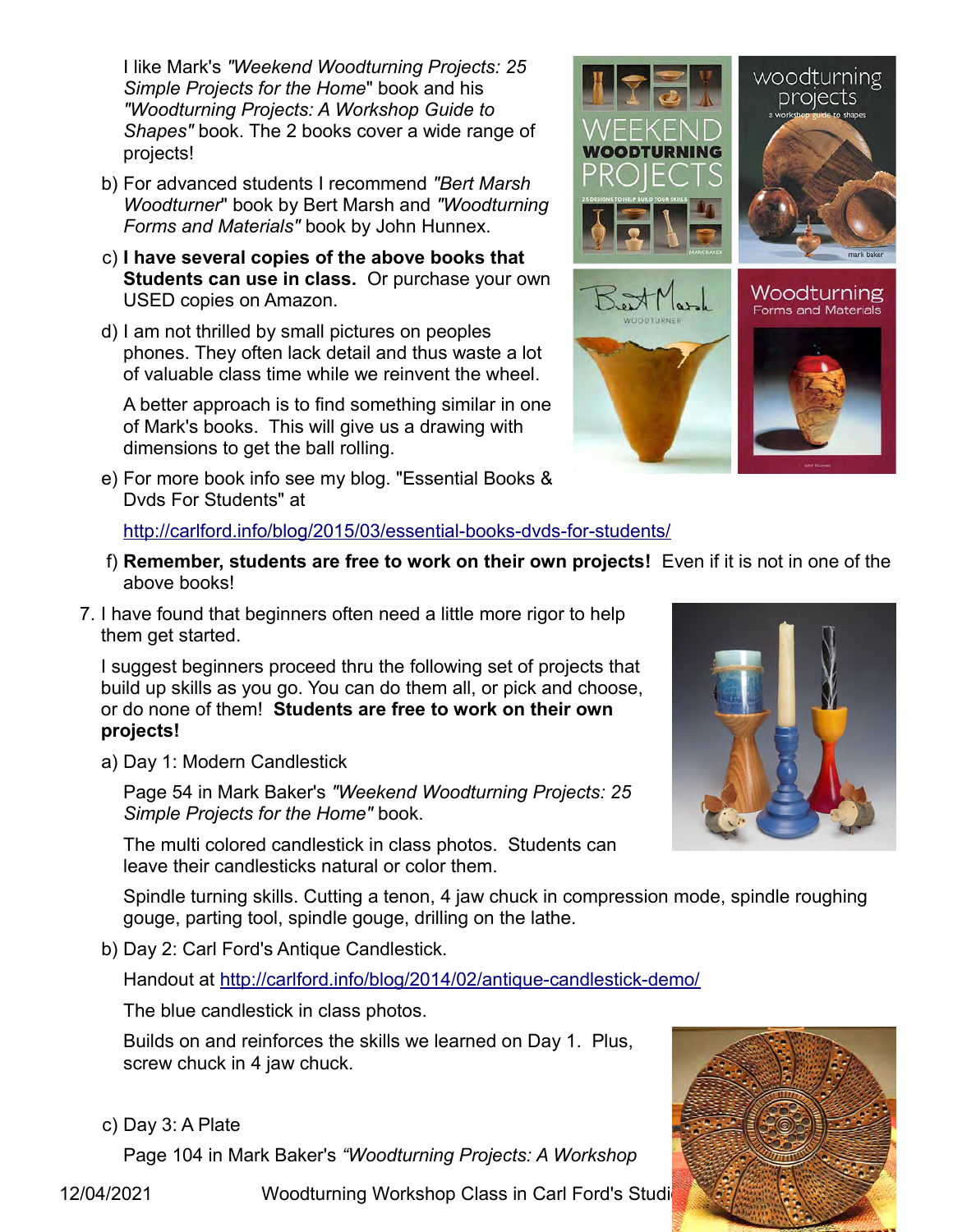I like Mark's *"Weekend Woodturning Projects: 25 Simple Projects for the Home"* book and his *"Woodturning Projects: A Workshop Guide to Shapes"* book. The 2 books cover a wide range of projects!

b) For advanced students I recommend *"Bert Marsh Woodturner*" book by Bert Marsh and *"Woodturning Forms and Materials"* book by John Hunnex.

c) **I have several copies of the above books that Students can use in class.** Or purchase your own USED copies on Amazon.

d) I am not thrilled by small pictures on peoples phones. They often lack detail and thus waste a lot of valuable class time while we reinvent the wheel.

   A better approach is to find something similar in one of Mark's books. This will give us a drawing with dimensions to get the ball rolling.

e) For more book info see my blog. "Essential Books & Dvds For Students" at

   http://carlford.info/blog/2015/03/essential-books-dvds-for-students/

f) **Remember, students are free to work on their own projects!** Even if it is not in one of the above books!

7. I have found that beginners often need a little more rigor to help them get started.

   I suggest beginners proceed thru the following set of projects that build up skills as you go. You can do them all, or pick and choose, or do none of them! **Students are free to work on their own projects!**

   a) Day 1: Modern Candlestick

      Page 54 in Mark Baker's *"Weekend Woodturning Projects: 25 Simple Projects for the Home"* book.

      The multi colored candlestick in class photos. Students can leave their candlesticks natural or color them.

      Spindle turning skills. Cutting a tenon, 4 jaw chuck in compression mode, spindle roughing gouge, parting tool, spindle gouge, drilling on the lathe.

   b) Day 2: Carl Ford's Antique Candlestick.

      Handout at http://carlford.info/blog/2014/02/antique-candlestick-demo/

      The blue candlestick in class photos.

      Builds on and reinforces the skills we learned on Day 1. Plus, screw chuck in 4 jaw chuck.

   c) Day 3: A Plate

      Page 104 in Mark Baker's *"Woodturning Projects: A Workshop*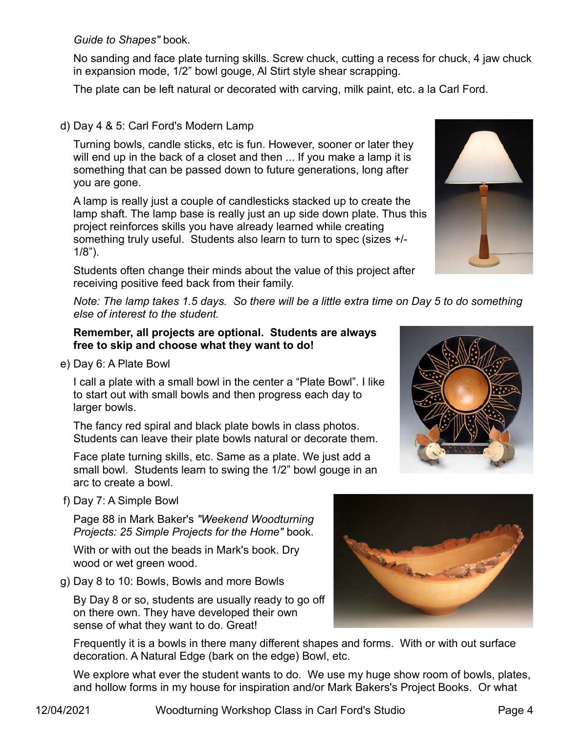*Guide to Shapes"* book.

No sanding and face plate turning skills. Screw chuck, cutting a recess for chuck, 4 jaw chuck in expansion mode, 1/2" bowl gouge, Al Stirt style shear scrapping.

The plate can be left natural or decorated with carving, milk paint, etc. a la Carl Ford.

d) Day 4 & 5: Carl Ford's Modern Lamp

Turning bowls, candle sticks, etc is fun. However, sooner or later they will end up in the back of a closet and then ... If you make a lamp it is something that can be passed down to future generations, long after you are gone.

A lamp is really just a couple of candlesticks stacked up to create the lamp shaft. The lamp base is really just an up side down plate. Thus this project reinforces skills you have already learned while creating something truly useful. Students also learn to turn to spec (sizes +/- 1/8").

Students often change their minds about the value of this project after receiving positive feed back from their family.

*Note: The lamp takes 1.5 days. So there will be a little extra time on Day 5 to do something else of interest to the student.*

**Remember, all projects are optional. Students are always free to skip and choose what they want to do!**

e) Day 6: A Plate Bowl

I call a plate with a small bowl in the center a "Plate Bowl". I like to start out with small bowls and then progress each day to larger bowls.

The fancy red spiral and black plate bowls in class photos. Students can leave their plate bowls natural or decorate them.

Face plate turning skills, etc. Same as a plate. We just add a small bowl. Students learn to swing the 1/2" bowl gouge in an arc to create a bowl.

f) Day 7: A Simple Bowl

Page 88 in Mark Baker's *"Weekend Woodturning Projects: 25 Simple Projects for the Home"* book.

With or with out the beads in Mark's book. Dry wood or wet green wood.

g) Day 8 to 10: Bowls, Bowls and more Bowls

By Day 8 or so, students are usually ready to go off on there own. They have developed their own sense of what they want to do. Great!

Frequently it is a bowls in there many different shapes and forms. With or with out surface decoration. A Natural Edge (bark on the edge) Bowl, etc.

We explore what ever the student wants to do. We use my huge show room of bowls, plates, and hollow forms in my house for inspiration and/or Mark Bakers's Project Books. Or what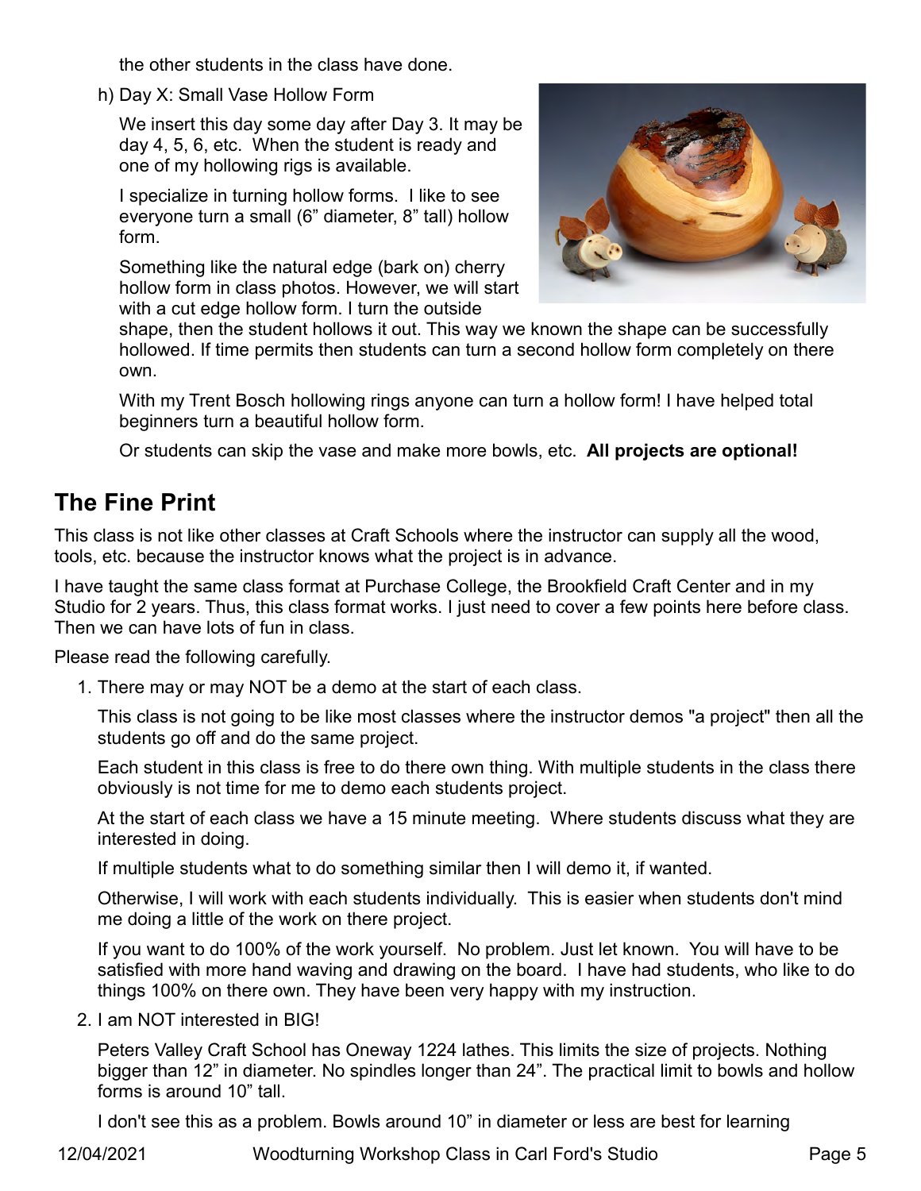the other students in the class have done.

h) Day X: Small Vase Hollow Form

We insert this day some day after Day 3. It may be day 4, 5, 6, etc. When the student is ready and one of my hollowing rigs is available.

I specialize in turning hollow forms. I like to see everyone turn a small (6” diameter, 8” tall) hollow form.

Something like the natural edge (bark on) cherry hollow form in class photos. However, we will start with a cut edge hollow form. I turn the outside shape, then the student hollows it out. This way we known the shape can be successfully hollowed. If time permits then students can turn a second hollow form completely on there own.

With my Trent Bosch hollowing rings anyone can turn a hollow form! I have helped total beginners turn a beautiful hollow form.

Or students can skip the vase and make more bowls, etc. **All projects are optional!**

## The Fine Print

This class is not like other classes at Craft Schools where the instructor can supply all the wood, tools, etc. because the instructor knows what the project is in advance.

I have taught the same class format at Purchase College, the Brookfield Craft Center and in my Studio for 2 years. Thus, this class format works. I just need to cover a few points here before class. Then we can have lots of fun in class.

Please read the following carefully.

1. There may or may NOT be a demo at the start of each class.

   This class is not going to be like most classes where the instructor demos "a project" then all the students go off and do the same project.

   Each student in this class is free to do there own thing. With multiple students in the class there obviously is not time for me to demo each students project.

   At the start of each class we have a 15 minute meeting. Where students discuss what they are interested in doing.

   If multiple students what to do something similar then I will demo it, if wanted.

   Otherwise, I will work with each students individually. This is easier when students don't mind me doing a little of the work on there project.

   If you want to do 100% of the work yourself. No problem. Just let known. You will have to be satisfied with more hand waving and drawing on the board. I have had students, who like to do things 100% on there own. They have been very happy with my instruction.

2. I am NOT interested in BIG!

   Peters Valley Craft School has Oneway 1224 lathes. This limits the size of projects. Nothing bigger than 12” in diameter. No spindles longer than 24”. The practical limit to bowls and hollow forms is around 10” tall.

   I don't see this as a problem. Bowls around 10” in diameter or less are best for learning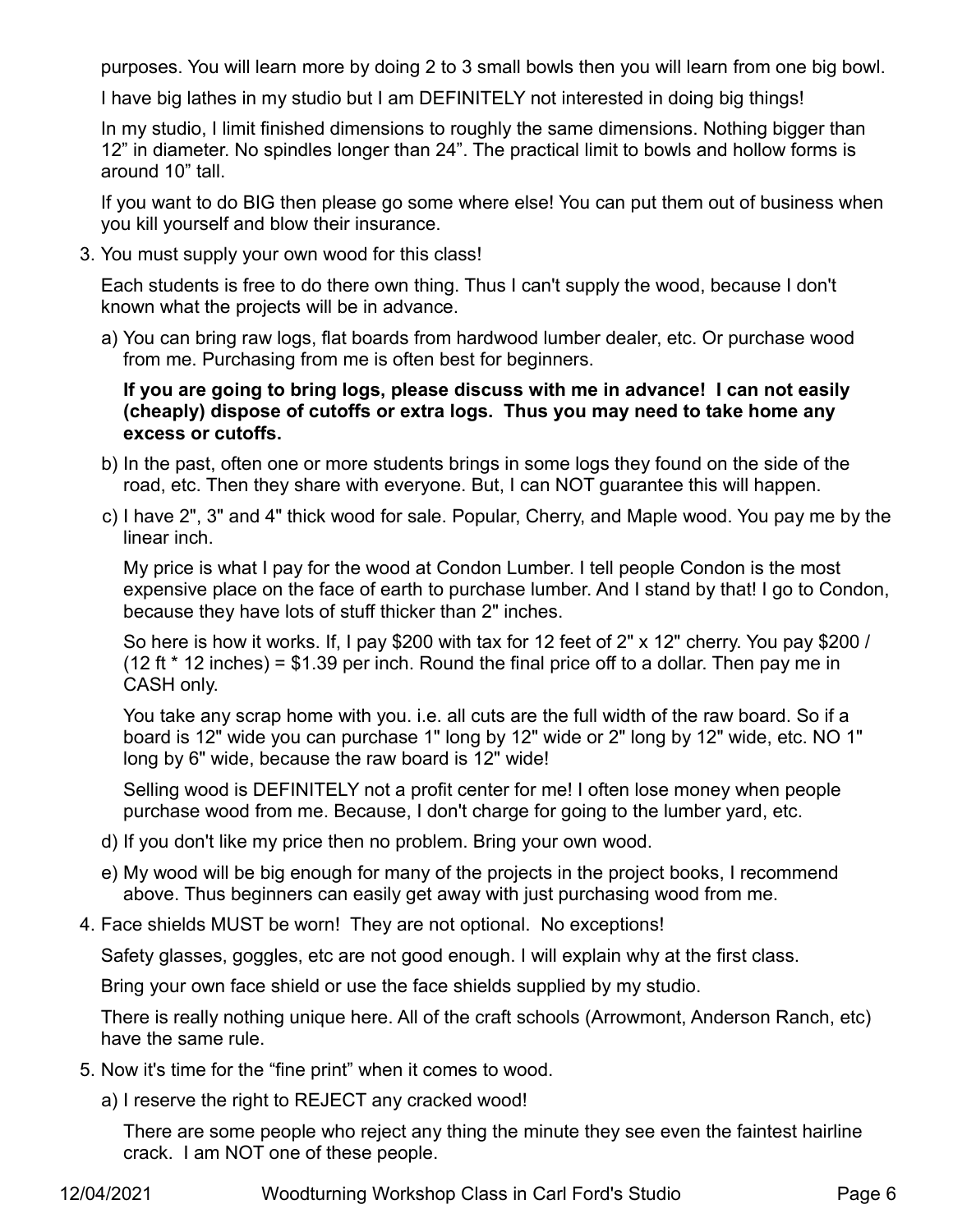purposes. You will learn more by doing 2 to 3 small bowls then you will learn from one big bowl.

I have big lathes in my studio but I am DEFINITELY not interested in doing big things!

In my studio, I limit finished dimensions to roughly the same dimensions. Nothing bigger than 12” in diameter. No spindles longer than 24”. The practical limit to bowls and hollow forms is around 10” tall.

If you want to do BIG then please go some where else! You can put them out of business when you kill yourself and blow their insurance.

3. You must supply your own wood for this class!

   Each students is free to do there own thing. Thus I can't supply the wood, because I don't known what the projects will be in advance.

   a) You can bring raw logs, flat boards from hardwood lumber dealer, etc. Or purchase wood from me. Purchasing from me is often best for beginners.

      **If you are going to bring logs, please discuss with me in advance! I can not easily (cheaply) dispose of cutoffs or extra logs. Thus you may need to take home any excess or cutoffs.**

   b) In the past, often one or more students brings in some logs they found on the side of the road, etc. Then they share with everyone. But, I can NOT guarantee this will happen.

   c) I have 2", 3" and 4" thick wood for sale. Popular, Cherry, and Maple wood. You pay me by the linear inch.

      My price is what I pay for the wood at Condon Lumber. I tell people Condon is the most expensive place on the face of earth to purchase lumber. And I stand by that! I go to Condon, because they have lots of stuff thicker than 2" inches.

      So here is how it works. If, I pay $200 with tax for 12 feet of 2" x 12" cherry. You pay $200 / (12 ft * 12 inches) = $1.39 per inch. Round the final price off to a dollar. Then pay me in CASH only.

      You take any scrap home with you. i.e. all cuts are the full width of the raw board. So if a board is 12" wide you can purchase 1" long by 12" wide or 2" long by 12" wide, etc. NO 1" long by 6" wide, because the raw board is 12" wide!

      Selling wood is DEFINITELY not a profit center for me! I often lose money when people purchase wood from me. Because, I don't charge for going to the lumber yard, etc.

   d) If you don't like my price then no problem. Bring your own wood.

   e) My wood will be big enough for many of the projects in the project books, I recommend above. Thus beginners can easily get away with just purchasing wood from me.

4. Face shields MUST be worn! They are not optional. No exceptions!

   Safety glasses, goggles, etc are not good enough. I will explain why at the first class.

   Bring your own face shield or use the face shields supplied by my studio.

   There is really nothing unique here. All of the craft schools (Arrowmont, Anderson Ranch, etc) have the same rule.

5. Now it's time for the “fine print” when it comes to wood.

   a) I reserve the right to REJECT any cracked wood!

      There are some people who reject any thing the minute they see even the faintest hairline crack. I am NOT one of these people.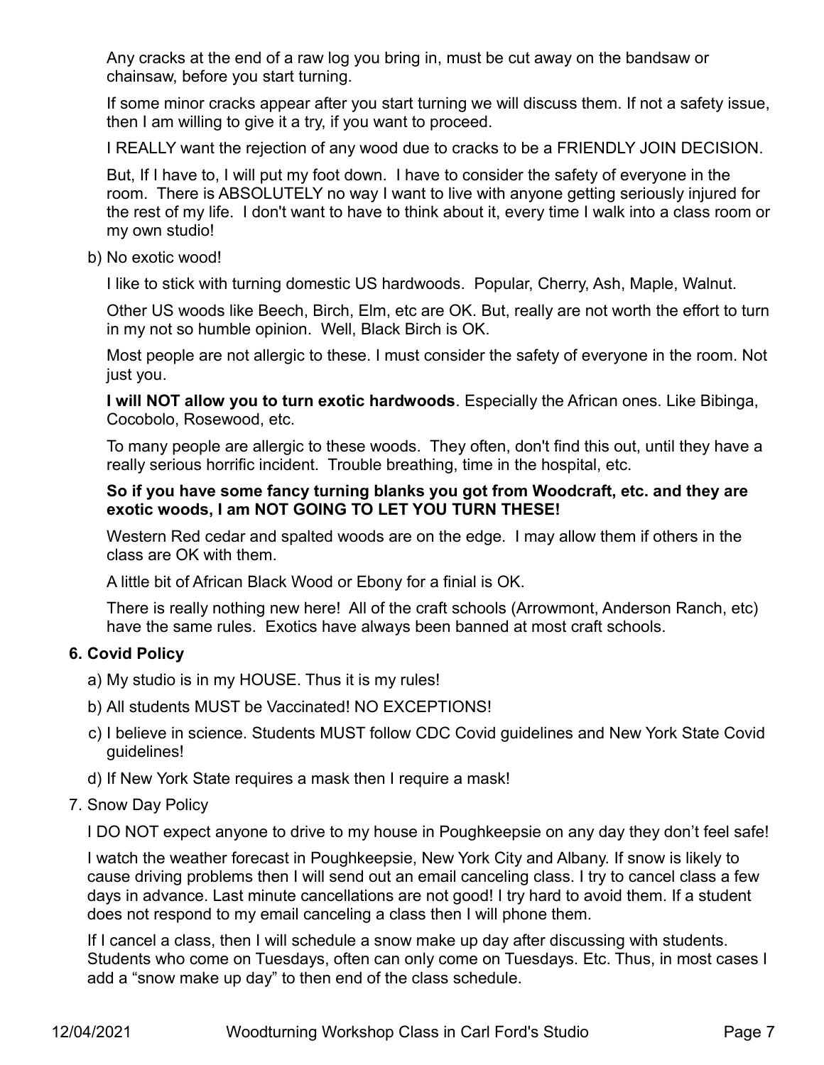Any cracks at the end of a raw log you bring in, must be cut away on the bandsaw or chainsaw, before you start turning.

If some minor cracks appear after you start turning we will discuss them. If not a safety issue, then I am willing to give it a try, if you want to proceed.

I REALLY want the rejection of any wood due to cracks to be a FRIENDLY JOIN DECISION.

But, If I have to, I will put my foot down. I have to consider the safety of everyone in the room. There is ABSOLUTELY no way I want to live with anyone getting seriously injured for the rest of my life. I don't want to have to think about it, every time I walk into a class room or my own studio!

b) No exotic wood!

I like to stick with turning domestic US hardwoods. Popular, Cherry, Ash, Maple, Walnut.

Other US woods like Beech, Birch, Elm, etc are OK. But, really are not worth the effort to turn in my not so humble opinion. Well, Black Birch is OK.

Most people are not allergic to these. I must consider the safety of everyone in the room. Not just you.

**I will NOT allow you to turn exotic hardwoods**. Especially the African ones. Like Bibinga, Cocobolo, Rosewood, etc.

To many people are allergic to these woods. They often, don't find this out, until they have a really serious horrific incident. Trouble breathing, time in the hospital, etc.

**So if you have some fancy turning blanks you got from Woodcraft, etc. and they are exotic woods, I am NOT GOING TO LET YOU TURN THESE!**

Western Red cedar and spalted woods are on the edge. I may allow them if others in the class are OK with them.

A little bit of African Black Wood or Ebony for a finial is OK.

There is really nothing new here! All of the craft schools (Arrowmont, Anderson Ranch, etc) have the same rules. Exotics have always been banned at most craft schools.

**6. Covid Policy**

a) My studio is in my HOUSE. Thus it is my rules!

b) All students MUST be Vaccinated! NO EXCEPTIONS!

c) I believe in science. Students MUST follow CDC Covid guidelines and New York State Covid guidelines!

d) If New York State requires a mask then I require a mask!

7. Snow Day Policy

I DO NOT expect anyone to drive to my house in Poughkeepsie on any day they don't feel safe!

I watch the weather forecast in Poughkeepsie, New York City and Albany. If snow is likely to cause driving problems then I will send out an email canceling class. I try to cancel class a few days in advance. Last minute cancellations are not good! I try hard to avoid them. If a student does not respond to my email canceling a class then I will phone them.

If I cancel a class, then I will schedule a snow make up day after discussing with students. Students who come on Tuesdays, often can only come on Tuesdays. Etc. Thus, in most cases I add a "snow make up day" to then end of the class schedule.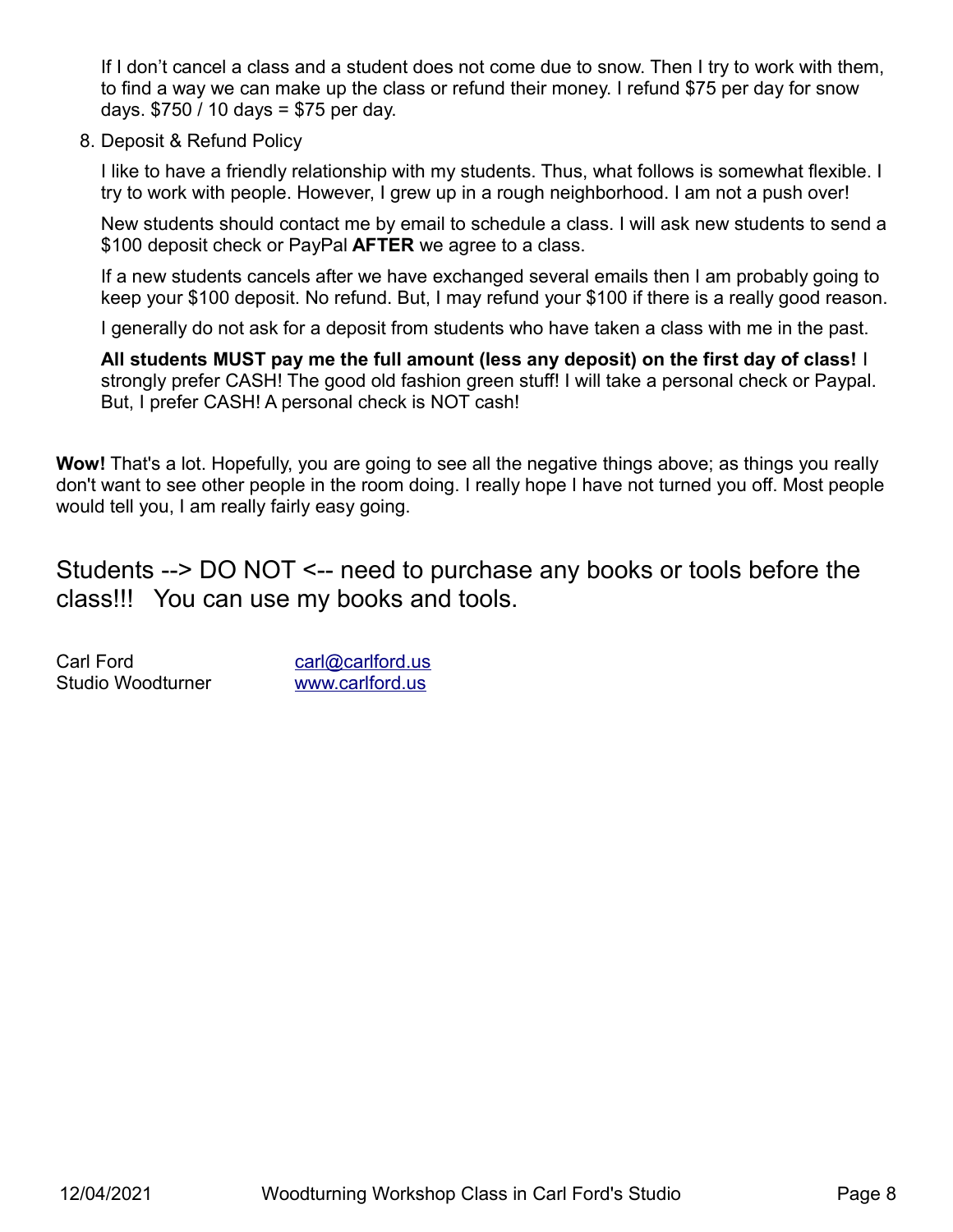If I don't cancel a class and a student does not come due to snow. Then I try to work with them, to find a way we can make up the class or refund their money. I refund $75 per day for snow days. $750 / 10 days = $75 per day.

8. Deposit & Refund Policy

   I like to have a friendly relationship with my students. Thus, what follows is somewhat flexible. I try to work with people. However, I grew up in a rough neighborhood. I am not a push over!

   New students should contact me by email to schedule a class. I will ask new students to send a $100 deposit check or PayPal **AFTER** we agree to a class.

   If a new students cancels after we have exchanged several emails then I am probably going to keep your $100 deposit. No refund. But, I may refund your $100 if there is a really good reason.

   I generally do not ask for a deposit from students who have taken a class with me in the past.

   **All students MUST pay me the full amount (less any deposit) on the first day of class!** I strongly prefer CASH! The good old fashion green stuff! I will take a personal check or Paypal. But, I prefer CASH! A personal check is NOT cash!

**Wow!** That's a lot. Hopefully, you are going to see all the negative things above; as things you really don't want to see other people in the room doing. I really hope I have not turned you off. Most people would tell you, I am really fairly easy going.

Students --> DO NOT <-- need to purchase any books or tools before the class!!! You can use my books and tools.

Carl Ford — carl@carlford.us
Studio Woodturner — www.carlford.us